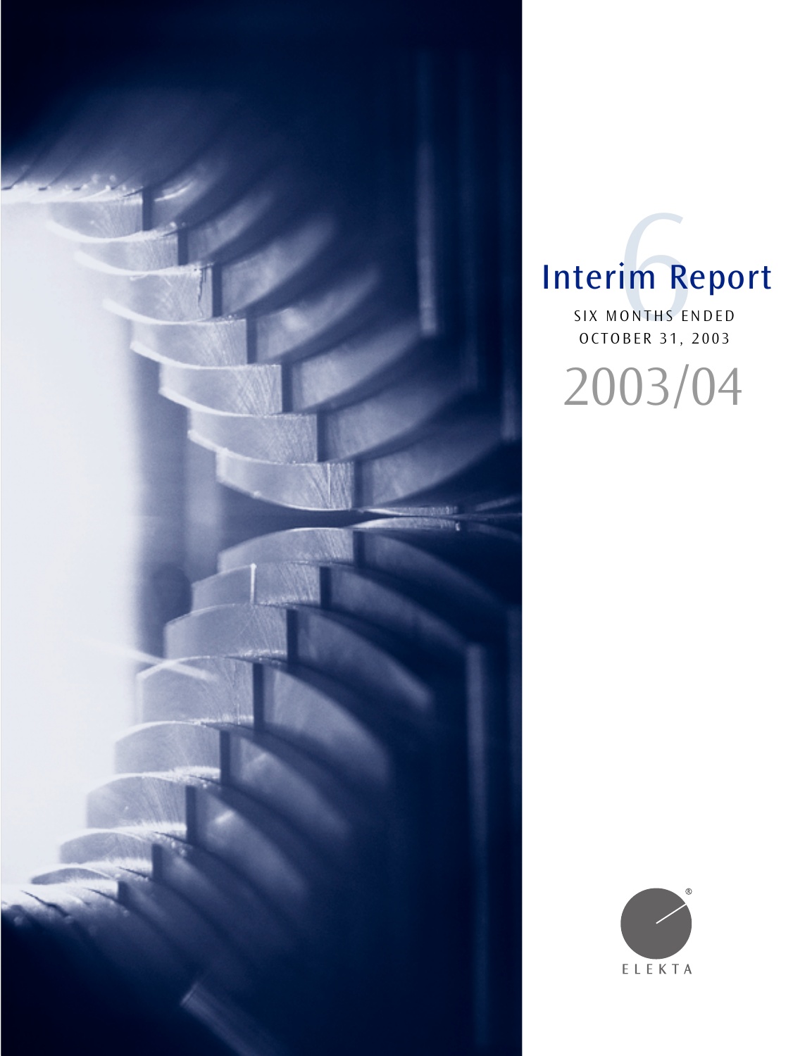# Interim Report

SIX MONTHS ENDED
OCTOBER 31, 2003

2003/04

ELEKTA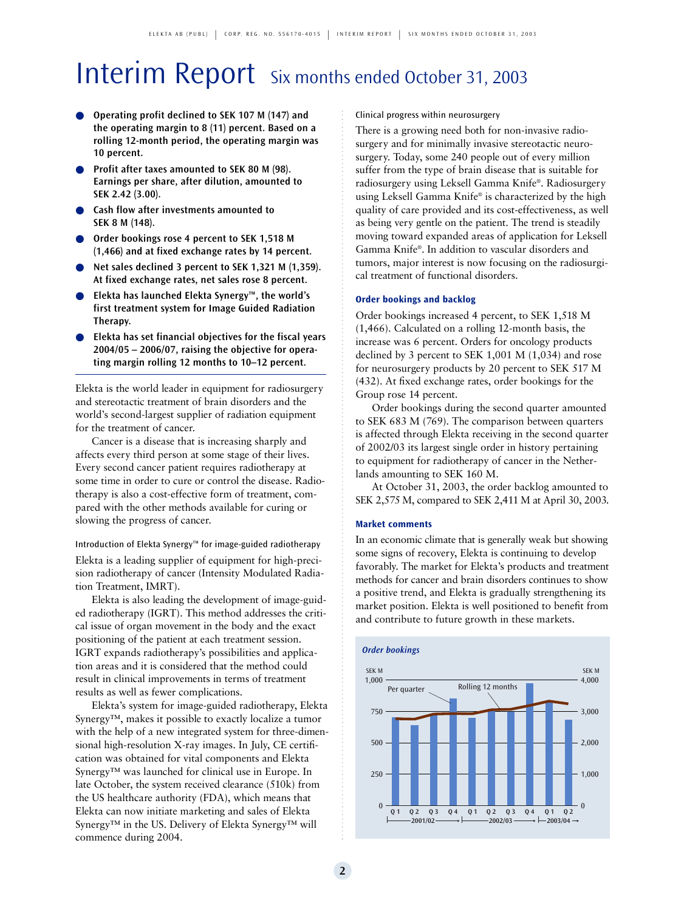# Interim Report Six months ended October 31, 2003

- **Operating profit declined to SEK 107 M (147) and the operating margin to 8 (11) percent. Based on a rolling 12-month period, the operating margin was 10 percent.**
- **Profit after taxes amounted to SEK 80 M (98). Earnings per share, after dilution, amounted to SEK 2.42 (3.00).**
- **Cash flow after investments amounted to SEK 8 M (148).**
- **Order bookings rose 4 percent to SEK 1,518 M (1,466) and at fixed exchange rates by 14 percent.**
- **Net sales declined 3 percent to SEK 1,321 M (1,359). At fixed exchange rates, net sales rose 8 percent.**
- **Elekta has launched Elekta Synergy™, the world's first treatment system for Image Guided Radiation Therapy.**
- **Elekta has set financial objectives for the fiscal years 2004/05 – 2006/07, raising the objective for operating margin rolling 12 months to 10–12 percent.**

Elekta is the world leader in equipment for radiosurgery and stereotactic treatment of brain disorders and the world's second-largest supplier of radiation equipment for the treatment of cancer.

Cancer is a disease that is increasing sharply and affects every third person at some stage of their lives. Every second cancer patient requires radiotherapy at some time in order to cure or control the disease. Radiotherapy is also a cost-effective form of treatment, compared with the other methods available for curing or slowing the progress of cancer.

### Introduction of Elekta Synergy™ for image-guided radiotherapy

Elekta is a leading supplier of equipment for high-precision radiotherapy of cancer (Intensity Modulated Radiation Treatment, IMRT).

Elekta is also leading the development of image-guided radiotherapy (IGRT). This method addresses the critical issue of organ movement in the body and the exact positioning of the patient at each treatment session. IGRT expands radiotherapy's possibilities and application areas and it is considered that the method could result in clinical improvements in terms of treatment results as well as fewer complications.

Elekta's system for image-guided radiotherapy, Elekta Synergy™, makes it possible to exactly localize a tumor with the help of a new integrated system for three-dimensional high-resolution X-ray images. In July, CE certification was obtained for vital components and Elekta Synergy™ was launched for clinical use in Europe. In late October, the system received clearance (510k) from the US healthcare authority (FDA), which means that Elekta can now initiate marketing and sales of Elekta Synergy™ in the US. Delivery of Elekta Synergy™ will commence during 2004.

### Clinical progress within neurosurgery

There is a growing need both for non-invasive radiosurgery and for minimally invasive stereotactic neurosurgery. Today, some 240 people out of every million suffer from the type of brain disease that is suitable for radiosurgery using Leksell Gamma Knife®. Radiosurgery using Leksell Gamma Knife® is characterized by the high quality of care provided and its cost-effectiveness, as well as being very gentle on the patient. The trend is steadily moving toward expanded areas of application for Leksell Gamma Knife®. In addition to vascular disorders and tumors, major interest is now focusing on the radiosurgical treatment of functional disorders.

## Order bookings and backlog

Order bookings increased 4 percent, to SEK 1,518 M (1,466). Calculated on a rolling 12-month basis, the increase was 6 percent. Orders for oncology products declined by 3 percent to SEK 1,001 M (1,034) and rose for neurosurgery products by 20 percent to SEK 517 M (432). At fixed exchange rates, order bookings for the Group rose 14 percent.

Order bookings during the second quarter amounted to SEK 683 M (769). The comparison between quarters is affected through Elekta receiving in the second quarter of 2002/03 its largest single order in history pertaining to equipment for radiotherapy of cancer in the Netherlands amounting to SEK 160 M.

At October 31, 2003, the order backlog amounted to SEK 2,575 M, compared to SEK 2,411 M at April 30, 2003.

## Market comments

In an economic climate that is generally weak but showing some signs of recovery, Elekta is continuing to develop favorably. The market for Elekta's products and treatment methods for cancer and brain disorders continues to show a positive trend, and Elekta is gradually strengthening its market position. Elekta is well positioned to benefit from and contribute to future growth in these markets.

*Order bookings*

SEK M (Per quarter, left axis 0–1,000); SEK M (Rolling 12 months, right axis 0–4,000). Quarters Q1–Q4 2001/02, Q1–Q4 2002/03, Q1–Q2 2003/04.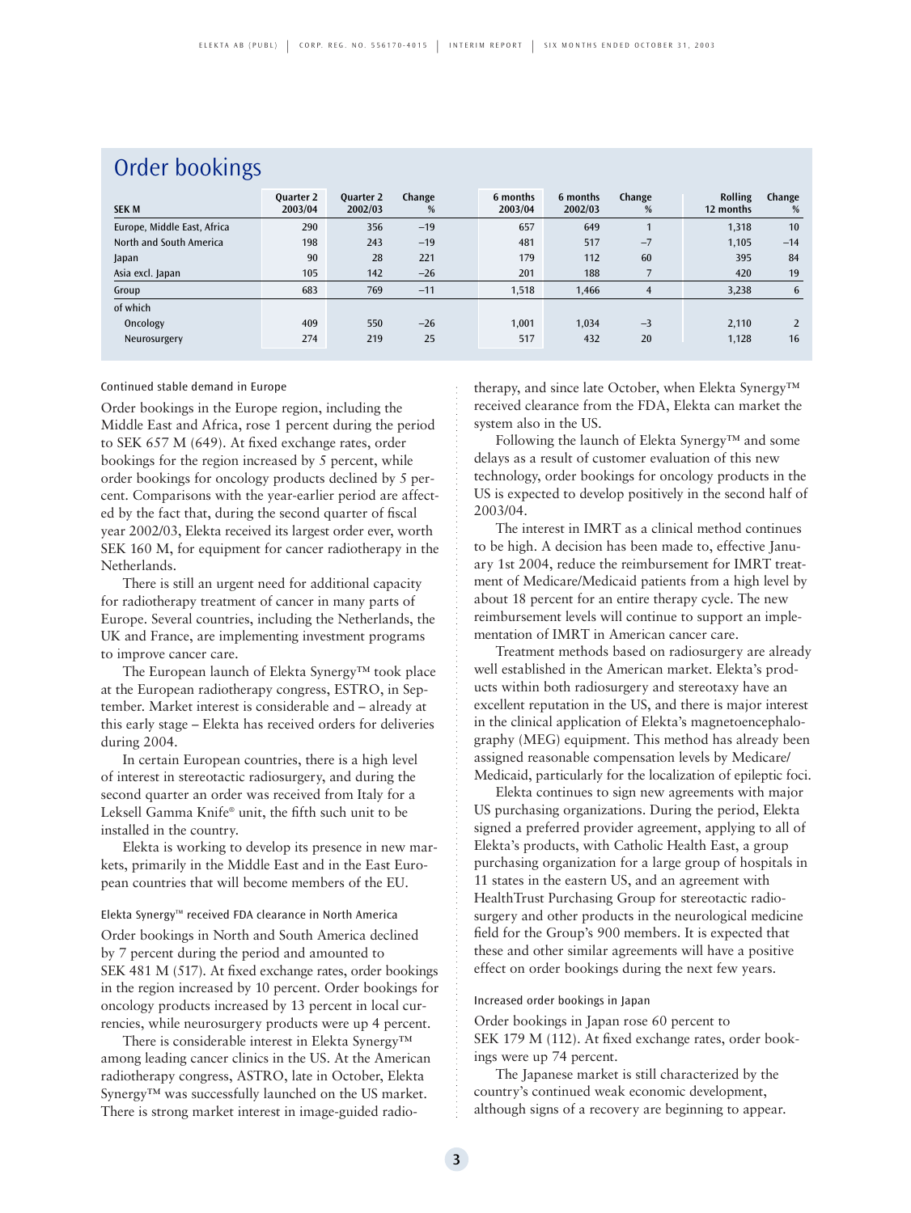## Order bookings

| SEK M | Quarter 2 2003/04 | Quarter 2 2002/03 | Change % | 6 months 2003/04 | 6 months 2002/03 | Change % | Rolling 12 months | Change % |
|---|---|---|---|---|---|---|---|---|
| Europe, Middle East, Africa | 290 | 356 | –19 | 657 | 649 | 1 | 1,318 | 10 |
| North and South America | 198 | 243 | –19 | 481 | 517 | –7 | 1,105 | –14 |
| Japan | 90 | 28 | 221 | 179 | 112 | 60 | 395 | 84 |
| Asia excl. Japan | 105 | 142 | –26 | 201 | 188 | 7 | 420 | 19 |
| Group | 683 | 769 | –11 | 1,518 | 1,466 | 4 | 3,238 | 6 |
| of which | | | | | | | | |
| Oncology | 409 | 550 | –26 | 1,001 | 1,034 | –3 | 2,110 | 2 |
| Neurosurgery | 274 | 219 | 25 | 517 | 432 | 20 | 1,128 | 16 |

### Continued stable demand in Europe

Order bookings in the Europe region, including the Middle East and Africa, rose 1 percent during the period to SEK 657 M (649). At fixed exchange rates, order bookings for the region increased by 5 percent, while order bookings for oncology products declined by 5 percent. Comparisons with the year-earlier period are affected by the fact that, during the second quarter of fiscal year 2002/03, Elekta received its largest order ever, worth SEK 160 M, for equipment for cancer radiotherapy in the Netherlands.

There is still an urgent need for additional capacity for radiotherapy treatment of cancer in many parts of Europe. Several countries, including the Netherlands, the UK and France, are implementing investment programs to improve cancer care.

The European launch of Elekta Synergy™ took place at the European radiotherapy congress, ESTRO, in September. Market interest is considerable and – already at this early stage – Elekta has received orders for deliveries during 2004.

In certain European countries, there is a high level of interest in stereotactic radiosurgery, and during the second quarter an order was received from Italy for a Leksell Gamma Knife® unit, the fifth such unit to be installed in the country.

Elekta is working to develop its presence in new markets, primarily in the Middle East and in the East European countries that will become members of the EU.

### Elekta Synergy™ received FDA clearance in North America

Order bookings in North and South America declined by 7 percent during the period and amounted to SEK 481 M (517). At fixed exchange rates, order bookings in the region increased by 10 percent. Order bookings for oncology products increased by 13 percent in local currencies, while neurosurgery products were up 4 percent.

There is considerable interest in Elekta Synergy™ among leading cancer clinics in the US. At the American radiotherapy congress, ASTRO, late in October, Elekta Synergy™ was successfully launched on the US market. There is strong market interest in image-guided radiotherapy, and since late October, when Elekta Synergy™ received clearance from the FDA, Elekta can market the system also in the US.

Following the launch of Elekta Synergy™ and some delays as a result of customer evaluation of this new technology, order bookings for oncology products in the US is expected to develop positively in the second half of 2003/04.

The interest in IMRT as a clinical method continues to be high. A decision has been made to, effective January 1st 2004, reduce the reimbursement for IMRT treatment of Medicare/Medicaid patients from a high level by about 18 percent for an entire therapy cycle. The new reimbursement levels will continue to support an implementation of IMRT in American cancer care.

Treatment methods based on radiosurgery are already well established in the American market. Elekta's products within both radiosurgery and stereotaxy have an excellent reputation in the US, and there is major interest in the clinical application of Elekta's magnetoencephalography (MEG) equipment. This method has already been assigned reasonable compensation levels by Medicare/Medicaid, particularly for the localization of epileptic foci.

Elekta continues to sign new agreements with major US purchasing organizations. During the period, Elekta signed a preferred provider agreement, applying to all of Elekta's products, with Catholic Health East, a group purchasing organization for a large group of hospitals in 11 states in the eastern US, and an agreement with HealthTrust Purchasing Group for stereotactic radiosurgery and other products in the neurological medicine field for the Group's 900 members. It is expected that these and other similar agreements will have a positive effect on order bookings during the next few years.

### Increased order bookings in Japan

Order bookings in Japan rose 60 percent to SEK 179 M (112). At fixed exchange rates, order bookings were up 74 percent.

The Japanese market is still characterized by the country's continued weak economic development, although signs of a recovery are beginning to appear.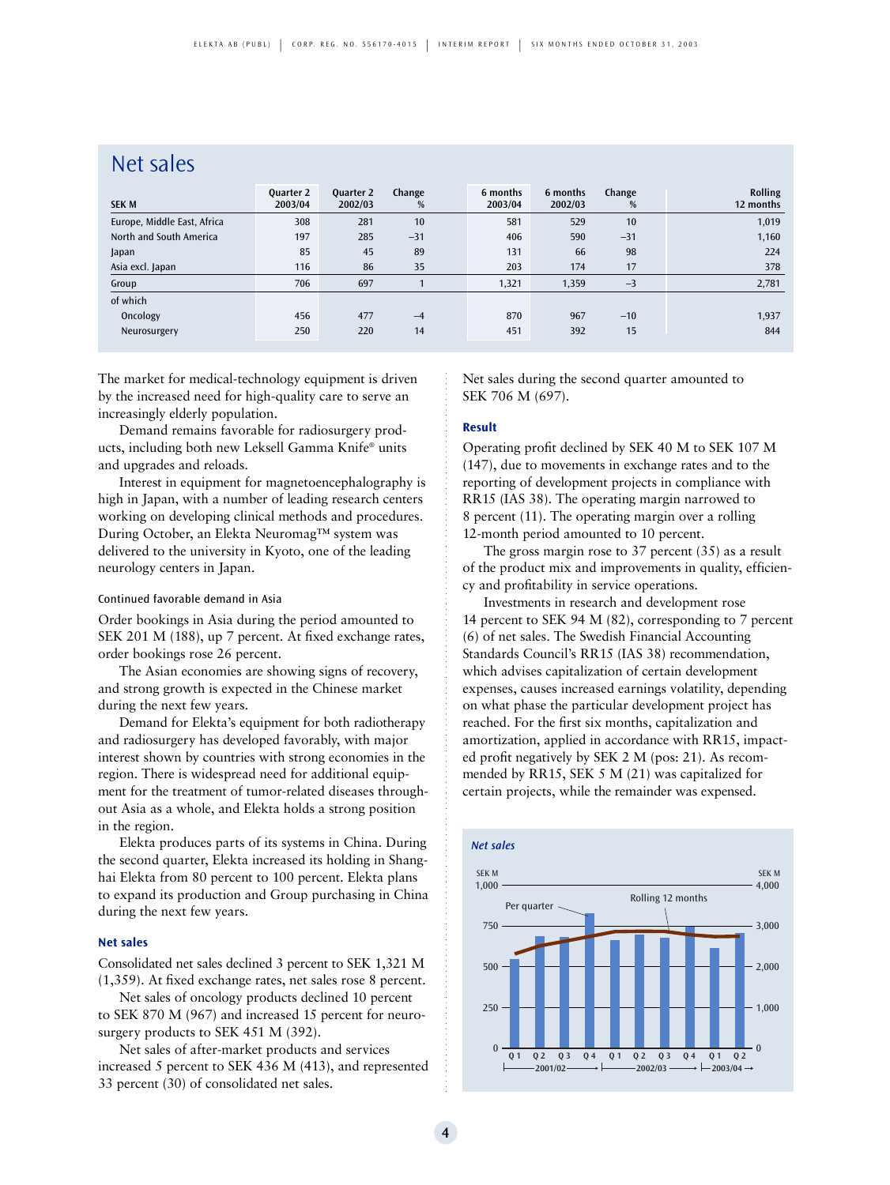## Net sales

| SEK M | Quarter 2 2003/04 | Quarter 2 2002/03 | Change % | 6 months 2003/04 | 6 months 2002/03 | Change % | Rolling 12 months |
|---|---|---|---|---|---|---|---|
| Europe, Middle East, Africa | 308 | 281 | 10 | 581 | 529 | 10 | 1,019 |
| North and South America | 197 | 285 | –31 | 406 | 590 | –31 | 1,160 |
| Japan | 85 | 45 | 89 | 131 | 66 | 98 | 224 |
| Asia excl. Japan | 116 | 86 | 35 | 203 | 174 | 17 | 378 |
| Group | 706 | 697 | 1 | 1,321 | 1,359 | –3 | 2,781 |
| of which | | | | | | | |
| Oncology | 456 | 477 | –4 | 870 | 967 | –10 | 1,937 |
| Neurosurgery | 250 | 220 | 14 | 451 | 392 | 15 | 844 |

The market for medical-technology equipment is driven by the increased need for high-quality care to serve an increasingly elderly population.

Demand remains favorable for radiosurgery products, including both new Leksell Gamma Knife® units and upgrades and reloads.

Interest in equipment for magnetoencephalography is high in Japan, with a number of leading research centers working on developing clinical methods and procedures. During October, an Elekta Neuromag™ system was delivered to the university in Kyoto, one of the leading neurology centers in Japan.

### Continued favorable demand in Asia

Order bookings in Asia during the period amounted to SEK 201 M (188), up 7 percent. At fixed exchange rates, order bookings rose 26 percent.

The Asian economies are showing signs of recovery, and strong growth is expected in the Chinese market during the next few years.

Demand for Elekta's equipment for both radiotherapy and radiosurgery has developed favorably, with major interest shown by countries with strong economies in the region. There is widespread need for additional equipment for the treatment of tumor-related diseases throughout Asia as a whole, and Elekta holds a strong position in the region.

Elekta produces parts of its systems in China. During the second quarter, Elekta increased its holding in Shanghai Elekta from 80 percent to 100 percent. Elekta plans to expand its production and Group purchasing in China during the next few years.

### Net sales

Consolidated net sales declined 3 percent to SEK 1,321 M (1,359). At fixed exchange rates, net sales rose 8 percent.

Net sales of oncology products declined 10 percent to SEK 870 M (967) and increased 15 percent for neurosurgery products to SEK 451 M (392).

Net sales of after-market products and services increased 5 percent to SEK 436 M (413), and represented 33 percent (30) of consolidated net sales.

Net sales during the second quarter amounted to SEK 706 M (697).

### Result

Operating profit declined by SEK 40 M to SEK 107 M (147), due to movements in exchange rates and to the reporting of development projects in compliance with RR15 (IAS 38). The operating margin narrowed to 8 percent (11). The operating margin over a rolling 12-month period amounted to 10 percent.

The gross margin rose to 37 percent (35) as a result of the product mix and improvements in quality, efficiency and profitability in service operations.

Investments in research and development rose 14 percent to SEK 94 M (82), corresponding to 7 percent (6) of net sales. The Swedish Financial Accounting Standards Council's RR15 (IAS 38) recommendation, which advises capitalization of certain development expenses, causes increased earnings volatility, depending on what phase the particular development project has reached. For the first six months, capitalization and amortization, applied in accordance with RR15, impacted profit negatively by SEK 2 M (pos: 21). As recommended by RR15, SEK 5 M (21) was capitalized for certain projects, while the remainder was expensed.

*Net sales*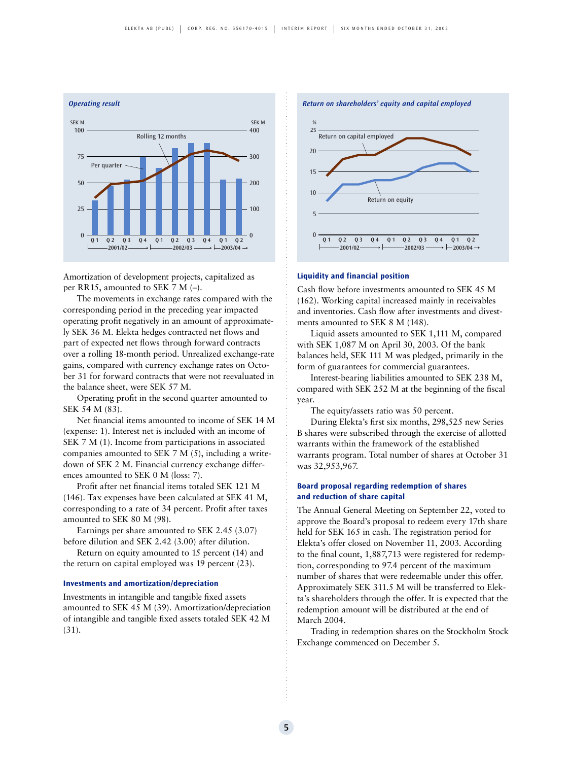***Operating result***

***Return on shareholders' equity and capital employed***

Amortization of development projects, capitalized as per RR15, amounted to SEK 7 M (–).

The movements in exchange rates compared with the corresponding period in the preceding year impacted operating profit negatively in an amount of approximately SEK 36 M. Elekta hedges contracted net flows and part of expected net flows through forward contracts over a rolling 18-month period. Unrealized exchange-rate gains, compared with currency exchange rates on October 31 for forward contracts that were not reevaluated in the balance sheet, were SEK 57 M.

Operating profit in the second quarter amounted to SEK 54 M (83).

Net financial items amounted to income of SEK 14 M (expense: 1). Interest net is included with an income of SEK 7 M (1). Income from participations in associated companies amounted to SEK 7 M (5), including a write-down of SEK 2 M. Financial currency exchange differences amounted to SEK 0 M (loss: 7).

Profit after net financial items totaled SEK 121 M (146). Tax expenses have been calculated at SEK 41 M, corresponding to a rate of 34 percent. Profit after taxes amounted to SEK 80 M (98).

Earnings per share amounted to SEK 2.45 (3.07) before dilution and SEK 2.42 (3.00) after dilution.

Return on equity amounted to 15 percent (14) and the return on capital employed was 19 percent (23).

### Investments and amortization/depreciation

Investments in intangible and tangible fixed assets amounted to SEK 45 M (39). Amortization/depreciation of intangible and tangible fixed assets totaled SEK 42 M (31).

### Liquidity and financial position

Cash flow before investments amounted to SEK 45 M (162). Working capital increased mainly in receivables and inventories. Cash flow after investments and divestments amounted to SEK 8 M (148).

Liquid assets amounted to SEK 1,111 M, compared with SEK 1,087 M on April 30, 2003. Of the bank balances held, SEK 111 M was pledged, primarily in the form of guarantees for commercial guarantees.

Interest-bearing liabilities amounted to SEK 238 M, compared with SEK 252 M at the beginning of the fiscal year.

The equity/assets ratio was 50 percent.

During Elekta's first six months, 298,525 new Series B shares were subscribed through the exercise of allotted warrants within the framework of the established warrants program. Total number of shares at October 31 was 32,953,967.

### Board proposal regarding redemption of shares and reduction of share capital

The Annual General Meeting on September 22, voted to approve the Board's proposal to redeem every 17th share held for SEK 165 in cash. The registration period for Elekta's offer closed on November 11, 2003. According to the final count, 1,887,713 were registered for redemption, corresponding to 97.4 percent of the maximum number of shares that were redeemable under this offer. Approximately SEK 311.5 M will be transferred to Elekta's shareholders through the offer. It is expected that the redemption amount will be distributed at the end of March 2004.

Trading in redemption shares on the Stockholm Stock Exchange commenced on December 5.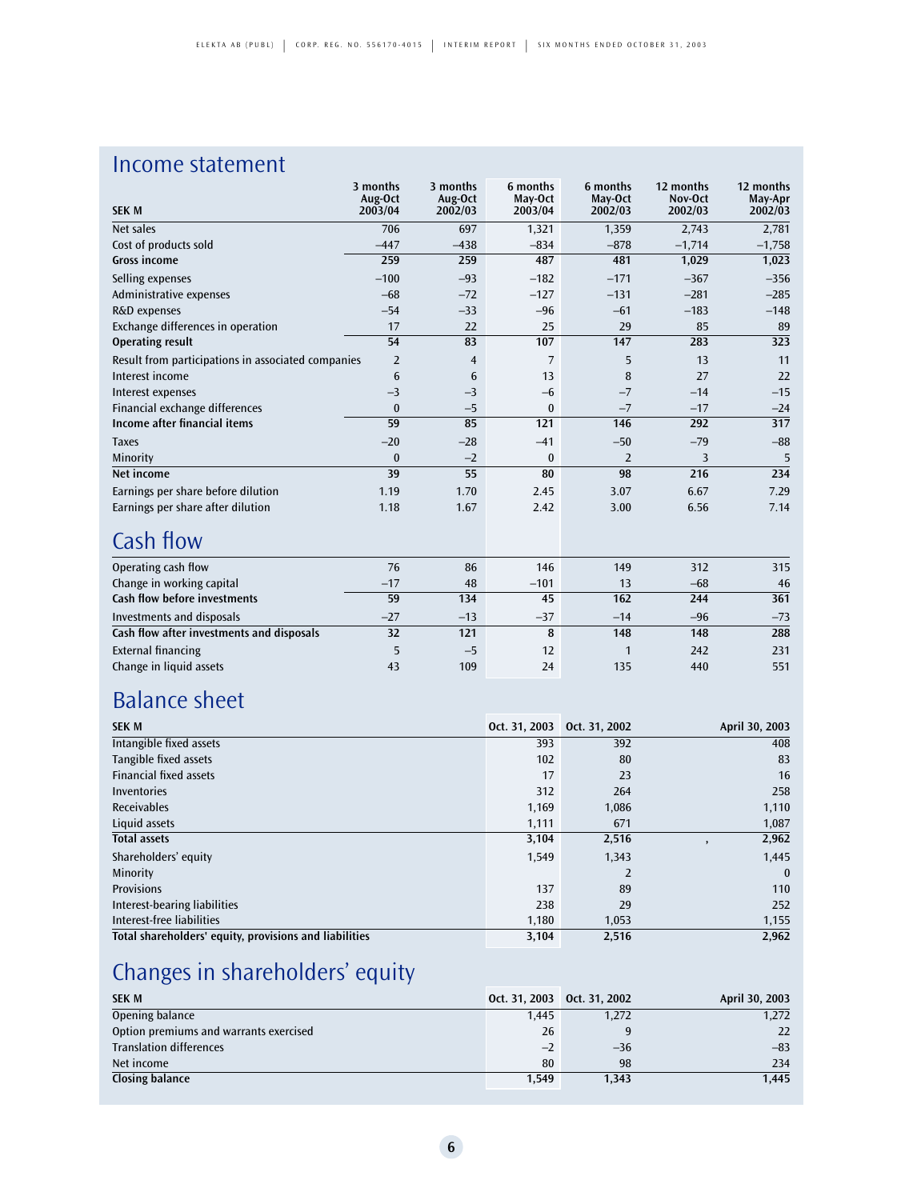## Income statement

| SEK M | 3 months Aug-Oct 2003/04 | 3 months Aug-Oct 2002/03 | 6 months May-Oct 2003/04 | 6 months May-Oct 2002/03 | 12 months Nov-Oct 2002/03 | 12 months May-Apr 2002/03 |
|---|---|---|---|---|---|---|
| Net sales | 706 | 697 | 1,321 | 1,359 | 2,743 | 2,781 |
| Cost of products sold | –447 | –438 | –834 | –878 | –1,714 | –1,758 |
| **Gross income** | **259** | **259** | **487** | **481** | **1,029** | **1,023** |
| Selling expenses | –100 | –93 | –182 | –171 | –367 | –356 |
| Administrative expenses | –68 | –72 | –127 | –131 | –281 | –285 |
| R&D expenses | –54 | –33 | –96 | –61 | –183 | –148 |
| Exchange differences in operation | 17 | 22 | 25 | 29 | 85 | 89 |
| **Operating result** | **54** | **83** | **107** | **147** | **283** | **323** |
| Result from participations in associated companies | 2 | 4 | 7 | 5 | 13 | 11 |
| Interest income | 6 | 6 | 13 | 8 | 27 | 22 |
| Interest expenses | –3 | –3 | –6 | –7 | –14 | –15 |
| Financial exchange differences | 0 | –5 | 0 | –7 | –17 | –24 |
| **Income after financial items** | **59** | **85** | **121** | **146** | **292** | **317** |
| Taxes | –20 | –28 | –41 | –50 | –79 | –88 |
| Minority | 0 | –2 | 0 | 2 | 3 | 5 |
| **Net income** | **39** | **55** | **80** | **98** | **216** | **234** |
| Earnings per share before dilution | 1.19 | 1.70 | 2.45 | 3.07 | 6.67 | 7.29 |
| Earnings per share after dilution | 1.18 | 1.67 | 2.42 | 3.00 | 6.56 | 7.14 |

## Cash flow

| | 3 months Aug-Oct 2003/04 | 3 months Aug-Oct 2002/03 | 6 months May-Oct 2003/04 | 6 months May-Oct 2002/03 | 12 months Nov-Oct 2002/03 | 12 months May-Apr 2002/03 |
|---|---|---|---|---|---|---|
| Operating cash flow | 76 | 86 | 146 | 149 | 312 | 315 |
| Change in working capital | –17 | 48 | –101 | 13 | –68 | 46 |
| **Cash flow before investments** | **59** | **134** | **45** | **162** | **244** | **361** |
| Investments and disposals | –27 | –13 | –37 | –14 | –96 | –73 |
| **Cash flow after investments and disposals** | **32** | **121** | **8** | **148** | **148** | **288** |
| External financing | 5 | –5 | 12 | 1 | 242 | 231 |
| Change in liquid assets | 43 | 109 | 24 | 135 | 440 | 551 |

## Balance sheet

| SEK M | Oct. 31, 2003 | Oct. 31, 2002 | April 30, 2003 |
|---|---|---|---|
| Intangible fixed assets | 393 | 392 | 408 |
| Tangible fixed assets | 102 | 80 | 83 |
| Financial fixed assets | 17 | 23 | 16 |
| Inventories | 312 | 264 | 258 |
| Receivables | 1,169 | 1,086 | 1,110 |
| Liquid assets | 1,111 | 671 | 1,087 |
| **Total assets** | **3,104** | **2,516** | **2,962** |
| Shareholders' equity | 1,549 | 1,343 | 1,445 |
| Minority | | 2 | 0 |
| Provisions | 137 | 89 | 110 |
| Interest-bearing liabilities | 238 | 29 | 252 |
| Interest-free liabilities | 1,180 | 1,053 | 1,155 |
| **Total shareholders' equity, provisions and liabilities** | **3,104** | **2,516** | **2,962** |

## Changes in shareholders' equity

| SEK M | Oct. 31, 2003 | Oct. 31, 2002 | April 30, 2003 |
|---|---|---|---|
| Opening balance | 1,445 | 1,272 | 1,272 |
| Option premiums and warrants exercised | 26 | 9 | 22 |
| Translation differences | –2 | –36 | –83 |
| Net income | 80 | 98 | 234 |
| **Closing balance** | **1,549** | **1,343** | **1,445** |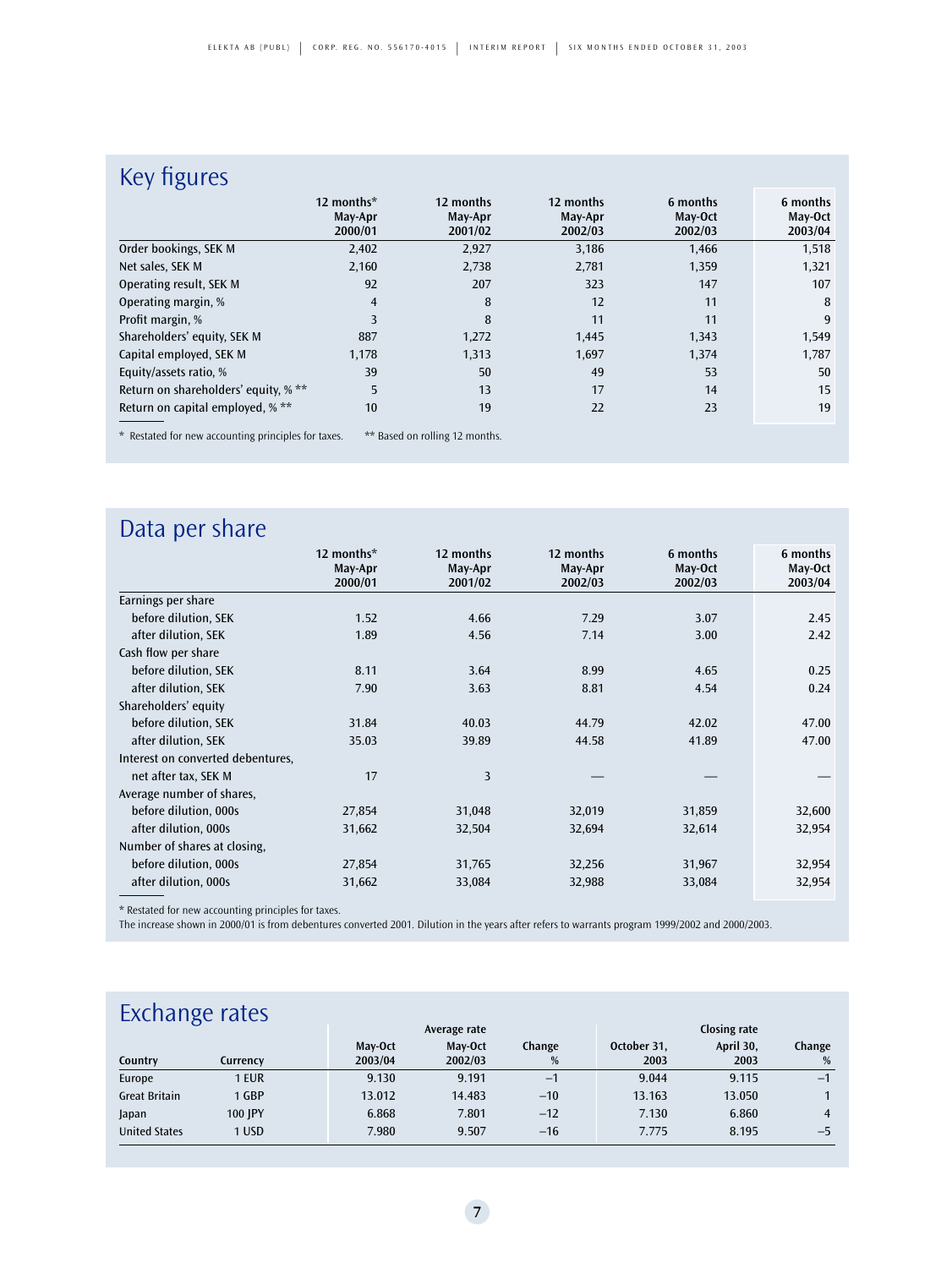## Key figures

| | 12 months* May-Apr 2000/01 | 12 months May-Apr 2001/02 | 12 months May-Apr 2002/03 | 6 months May-Oct 2002/03 | 6 months May-Oct 2003/04 |
|---|---|---|---|---|---|
| Order bookings, SEK M | 2,402 | 2,927 | 3,186 | 1,466 | 1,518 |
| Net sales, SEK M | 2,160 | 2,738 | 2,781 | 1,359 | 1,321 |
| Operating result, SEK M | 92 | 207 | 323 | 147 | 107 |
| Operating margin, % | 4 | 8 | 12 | 11 | 8 |
| Profit margin, % | 3 | 8 | 11 | 11 | 9 |
| Shareholders' equity, SEK M | 887 | 1,272 | 1,445 | 1,343 | 1,549 |
| Capital employed, SEK M | 1,178 | 1,313 | 1,697 | 1,374 | 1,787 |
| Equity/assets ratio, % | 39 | 50 | 49 | 53 | 50 |
| Return on shareholders' equity, % ** | 5 | 13 | 17 | 14 | 15 |
| Return on capital employed, % ** | 10 | 19 | 22 | 23 | 19 |

\* Restated for new accounting principles for taxes. ** Based on rolling 12 months.

## Data per share

| | 12 months* May-Apr 2000/01 | 12 months May-Apr 2001/02 | 12 months May-Apr 2002/03 | 6 months May-Oct 2002/03 | 6 months May-Oct 2003/04 |
|---|---|---|---|---|---|
| Earnings per share | | | | | |
| before dilution, SEK | 1.52 | 4.66 | 7.29 | 3.07 | 2.45 |
| after dilution, SEK | 1.89 | 4.56 | 7.14 | 3.00 | 2.42 |
| Cash flow per share | | | | | |
| before dilution, SEK | 8.11 | 3.64 | 8.99 | 4.65 | 0.25 |
| after dilution, SEK | 7.90 | 3.63 | 8.81 | 4.54 | 0.24 |
| Shareholders' equity | | | | | |
| before dilution, SEK | 31.84 | 40.03 | 44.79 | 42.02 | 47.00 |
| after dilution, SEK | 35.03 | 39.89 | 44.58 | 41.89 | 47.00 |
| Interest on converted debentures, | | | | | |
| net after tax, SEK M | 17 | 3 | — | — | — |
| Average number of shares, | | | | | |
| before dilution, 000s | 27,854 | 31,048 | 32,019 | 31,859 | 32,600 |
| after dilution, 000s | 31,662 | 32,504 | 32,694 | 32,614 | 32,954 |
| Number of shares at closing, | | | | | |
| before dilution, 000s | 27,854 | 31,765 | 32,256 | 31,967 | 32,954 |
| after dilution, 000s | 31,662 | 33,084 | 32,988 | 33,084 | 32,954 |

\* Restated for new accounting principles for taxes.
The increase shown in 2000/01 is from debentures converted 2001. Dilution in the years after refers to warrants program 1999/2002 and 2000/2003.

## Exchange rates

| | | Average rate | | | Closing rate | | |
|---|---|---|---|---|---|---|---|
| Country | Currency | May-Oct 2003/04 | May-Oct 2002/03 | Change % | October 31, 2003 | April 30, 2003 | Change % |
| Europe | 1 EUR | 9.130 | 9.191 | –1 | 9.044 | 9.115 | –1 |
| Great Britain | 1 GBP | 13.012 | 14.483 | –10 | 13.163 | 13.050 | 1 |
| Japan | 100 JPY | 6.868 | 7.801 | –12 | 7.130 | 6.860 | 4 |
| United States | 1 USD | 7.980 | 9.507 | –16 | 7.775 | 8.195 | –5 |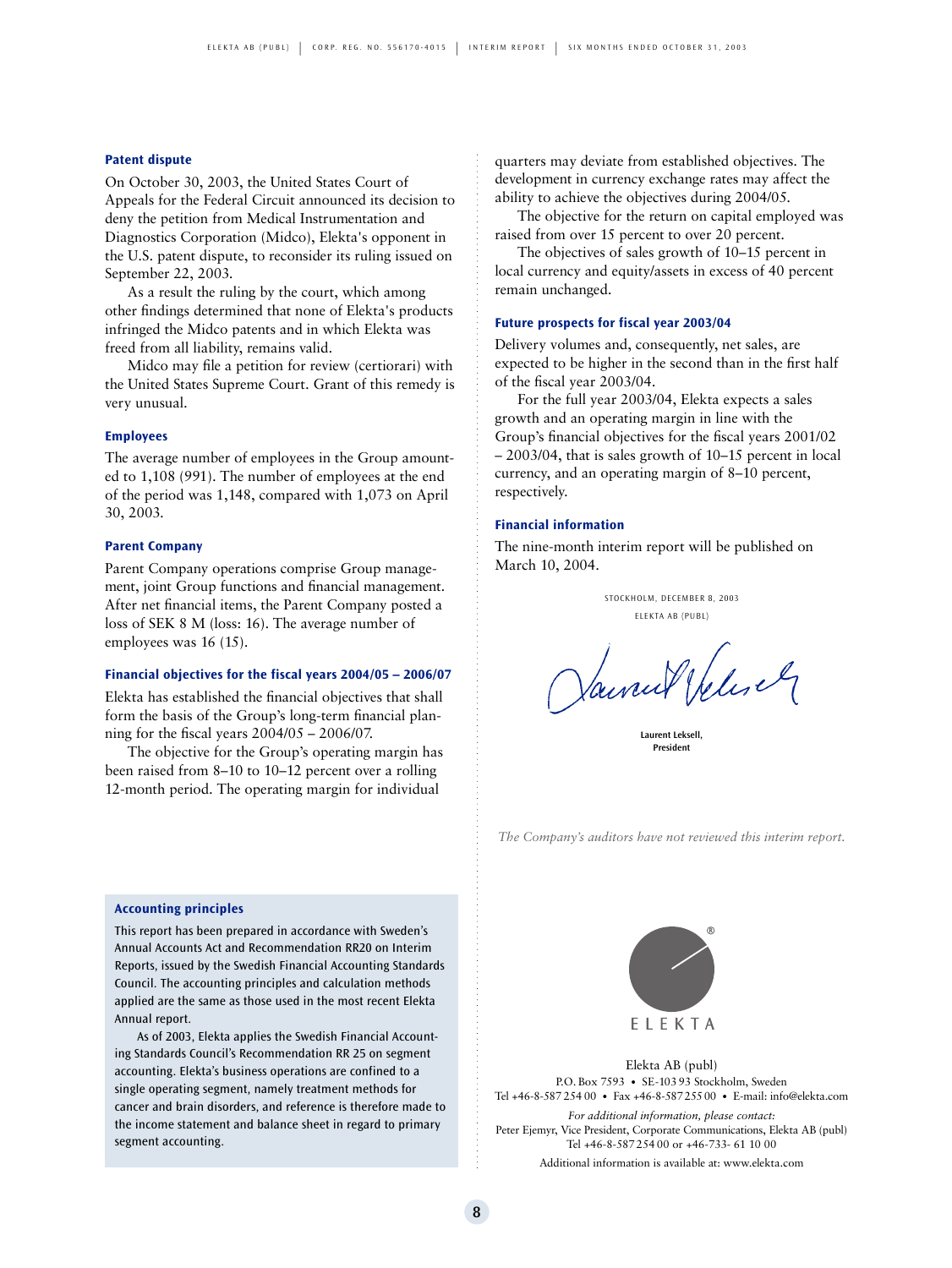### Patent dispute

On October 30, 2003, the United States Court of Appeals for the Federal Circuit announced its decision to deny the petition from Medical Instrumentation and Diagnostics Corporation (Midco), Elekta's opponent in the U.S. patent dispute, to reconsider its ruling issued on September 22, 2003.

As a result the ruling by the court, which among other findings determined that none of Elekta's products infringed the Midco patents and in which Elekta was freed from all liability, remains valid.

Midco may file a petition for review (certiorari) with the United States Supreme Court. Grant of this remedy is very unusual.

### Employees

The average number of employees in the Group amounted to 1,108 (991). The number of employees at the end of the period was 1,148, compared with 1,073 on April 30, 2003.

### Parent Company

Parent Company operations comprise Group management, joint Group functions and financial management. After net financial items, the Parent Company posted a loss of SEK 8 M (loss: 16). The average number of employees was 16 (15).

### Financial objectives for the fiscal years 2004/05 – 2006/07

Elekta has established the financial objectives that shall form the basis of the Group's long-term financial planning for the fiscal years 2004/05 – 2006/07.

The objective for the Group's operating margin has been raised from 8–10 to 10–12 percent over a rolling 12-month period. The operating margin for individual quarters may deviate from established objectives. The development in currency exchange rates may affect the ability to achieve the objectives during 2004/05.

The objective for the return on capital employed was raised from over 15 percent to over 20 percent.

The objectives of sales growth of 10–15 percent in local currency and equity/assets in excess of 40 percent remain unchanged.

### Future prospects for fiscal year 2003/04

Delivery volumes and, consequently, net sales, are expected to be higher in the second than in the first half of the fiscal year 2003/04.

For the full year 2003/04, Elekta expects a sales growth and an operating margin in line with the Group's financial objectives for the fiscal years 2001/02 – 2003/04, that is sales growth of 10–15 percent in local currency, and an operating margin of 8–10 percent, respectively.

### Financial information

The nine-month interim report will be published on March 10, 2004.

STOCKHOLM, DECEMBER 8, 2003
ELEKTA AB (PUBL)

**Laurent Leksell,**
**President**

*The Company's auditors have not reviewed this interim report.*

### Accounting principles

This report has been prepared in accordance with Sweden's Annual Accounts Act and Recommendation RR20 on Interim Reports, issued by the Swedish Financial Accounting Standards Council. The accounting principles and calculation methods applied are the same as those used in the most recent Elekta Annual report.

As of 2003, Elekta applies the Swedish Financial Accounting Standards Council's Recommendation RR 25 on segment accounting. Elekta's business operations are confined to a single operating segment, namely treatment methods for cancer and brain disorders, and reference is therefore made to the income statement and balance sheet in regard to primary segment accounting.

ELEKTA

Elekta AB (publ)
P.O. Box 7593 • SE-103 93 Stockholm, Sweden
Tel +46-8-587 254 00 • Fax +46-8-587 255 00 • E-mail: info@elekta.com

*For additional information, please contact:*
Peter Ejemyr, Vice President, Corporate Communications, Elekta AB (publ)
Tel +46-8-587 254 00 or +46-733- 61 10 00

Additional information is available at: www.elekta.com